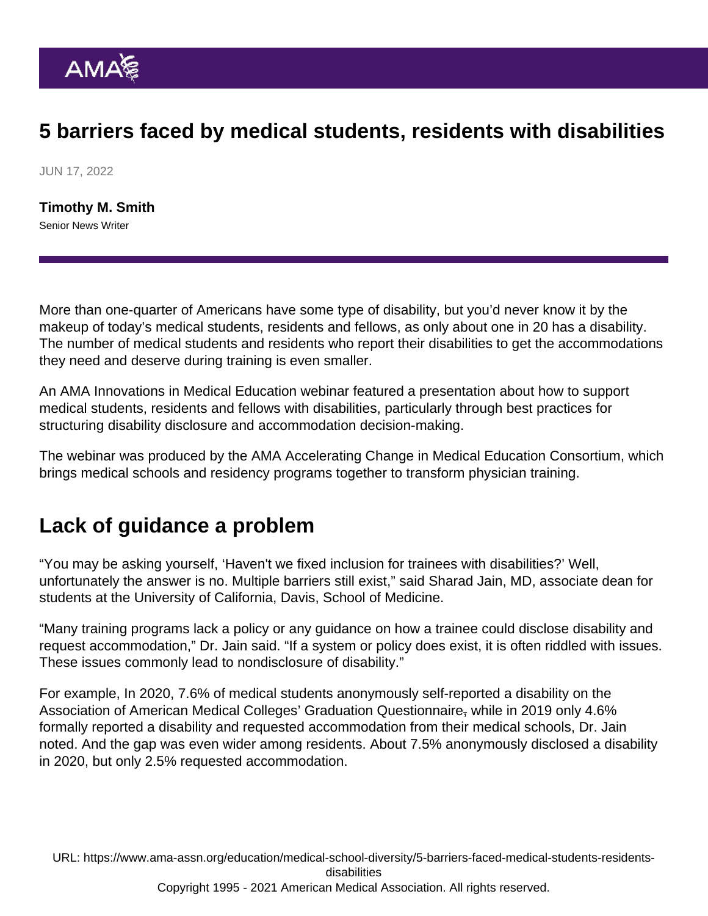# 5 barriers faced by medical students, residents with disabilities

JUN 17, 2022

**Timothy M. Smith**
Senior News Writer

More than one-quarter of Americans have some type of disability, but you'd never know it by the makeup of today's medical students, residents and fellows, as only about one in 20 has a disability. The number of medical students and residents who report their disabilities to get the accommodations they need and deserve during training is even smaller.

An AMA Innovations in Medical Education webinar featured a presentation about how to support medical students, residents and fellows with disabilities, particularly through best practices for structuring disability disclosure and accommodation decision-making.

The webinar was produced by the AMA Accelerating Change in Medical Education Consortium, which brings medical schools and residency programs together to transform physician training.

## Lack of guidance a problem

"You may be asking yourself, 'Haven't we fixed inclusion for trainees with disabilities?' Well, unfortunately the answer is no. Multiple barriers still exist," said Sharad Jain, MD, associate dean for students at the University of California, Davis, School of Medicine.

"Many training programs lack a policy or any guidance on how a trainee could disclose disability and request accommodation," Dr. Jain said. "If a system or policy does exist, it is often riddled with issues. These issues commonly lead to nondisclosure of disability."

For example, In 2020, 7.6% of medical students anonymously self-reported a disability on the Association of American Medical Colleges' Graduation Questionnaire, while in 2019 only 4.6% formally reported a disability and requested accommodation from their medical schools, Dr. Jain noted. And the gap was even wider among residents. About 7.5% anonymously disclosed a disability in 2020, but only 2.5% requested accommodation.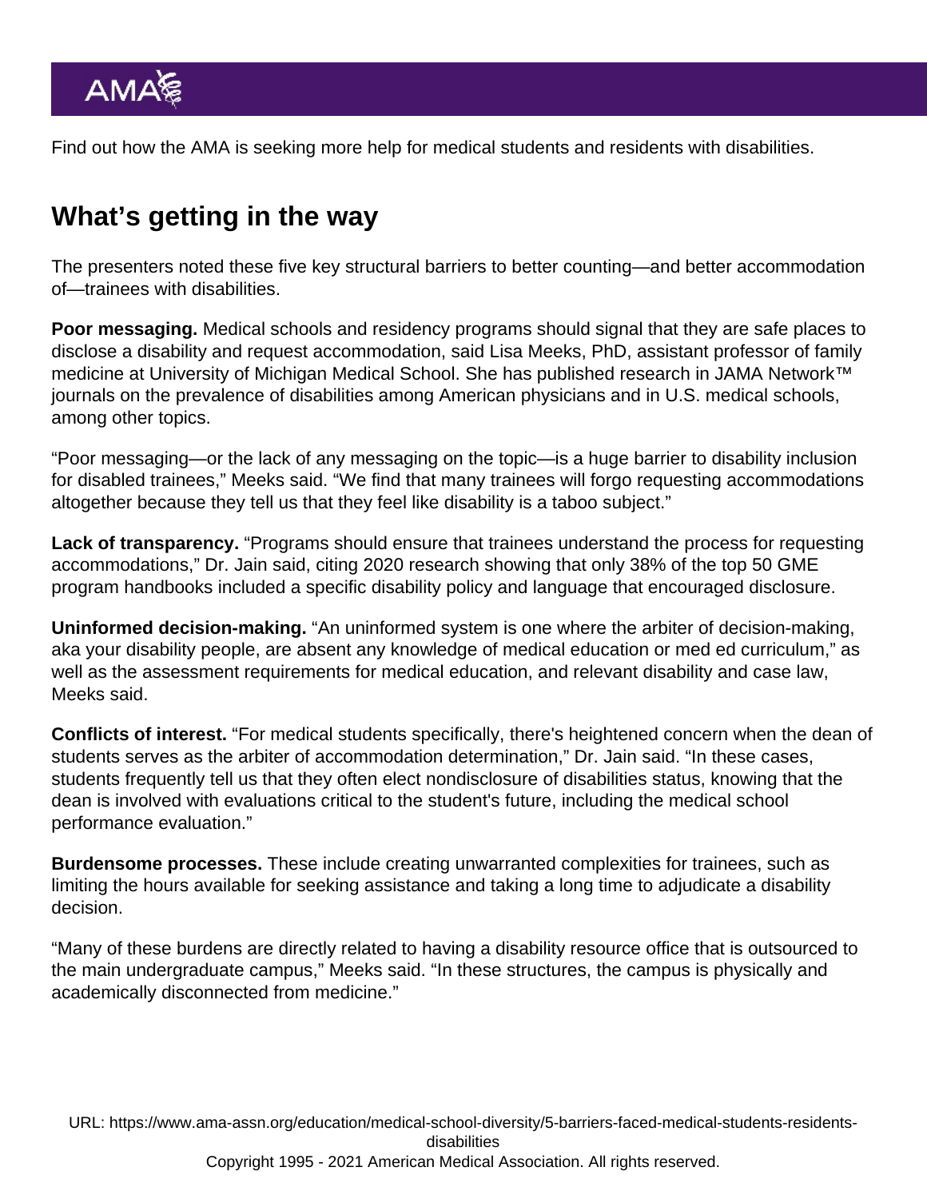Find out how the AMA is seeking more help for medical students and residents with disabilities.

## What's getting in the way

The presenters noted these five key structural barriers to better counting—and better accommodation of—trainees with disabilities.

**Poor messaging.** Medical schools and residency programs should signal that they are safe places to disclose a disability and request accommodation, said Lisa Meeks, PhD, assistant professor of family medicine at University of Michigan Medical School. She has published research in JAMA Network™ journals on the prevalence of disabilities among American physicians and in U.S. medical schools, among other topics.

"Poor messaging—or the lack of any messaging on the topic—is a huge barrier to disability inclusion for disabled trainees," Meeks said. "We find that many trainees will forgo requesting accommodations altogether because they tell us that they feel like disability is a taboo subject."

**Lack of transparency.** "Programs should ensure that trainees understand the process for requesting accommodations," Dr. Jain said, citing 2020 research showing that only 38% of the top 50 GME program handbooks included a specific disability policy and language that encouraged disclosure.

**Uninformed decision-making.** "An uninformed system is one where the arbiter of decision-making, aka your disability people, are absent any knowledge of medical education or med ed curriculum," as well as the assessment requirements for medical education, and relevant disability and case law, Meeks said.

**Conflicts of interest.** "For medical students specifically, there's heightened concern when the dean of students serves as the arbiter of accommodation determination," Dr. Jain said. "In these cases, students frequently tell us that they often elect nondisclosure of disabilities status, knowing that the dean is involved with evaluations critical to the student's future, including the medical school performance evaluation."

**Burdensome processes.** These include creating unwarranted complexities for trainees, such as limiting the hours available for seeking assistance and taking a long time to adjudicate a disability decision.

"Many of these burdens are directly related to having a disability resource office that is outsourced to the main undergraduate campus," Meeks said. "In these structures, the campus is physically and academically disconnected from medicine."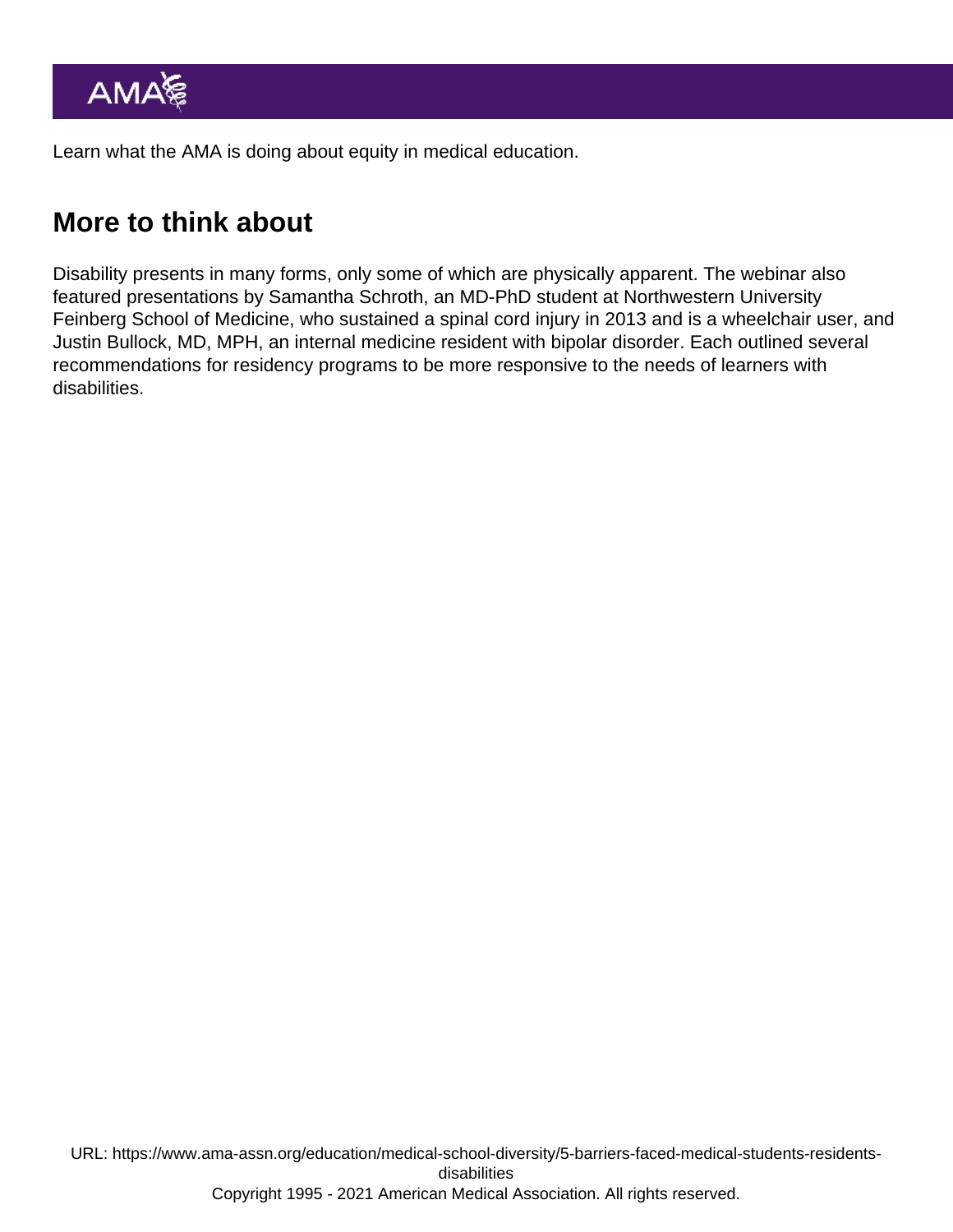Learn what the AMA is doing about equity in medical education.

## More to think about

Disability presents in many forms, only some of which are physically apparent. The webinar also featured presentations by Samantha Schroth, an MD-PhD student at Northwestern University Feinberg School of Medicine, who sustained a spinal cord injury in 2013 and is a wheelchair user, and Justin Bullock, MD, MPH, an internal medicine resident with bipolar disorder. Each outlined several recommendations for residency programs to be more responsive to the needs of learners with disabilities.